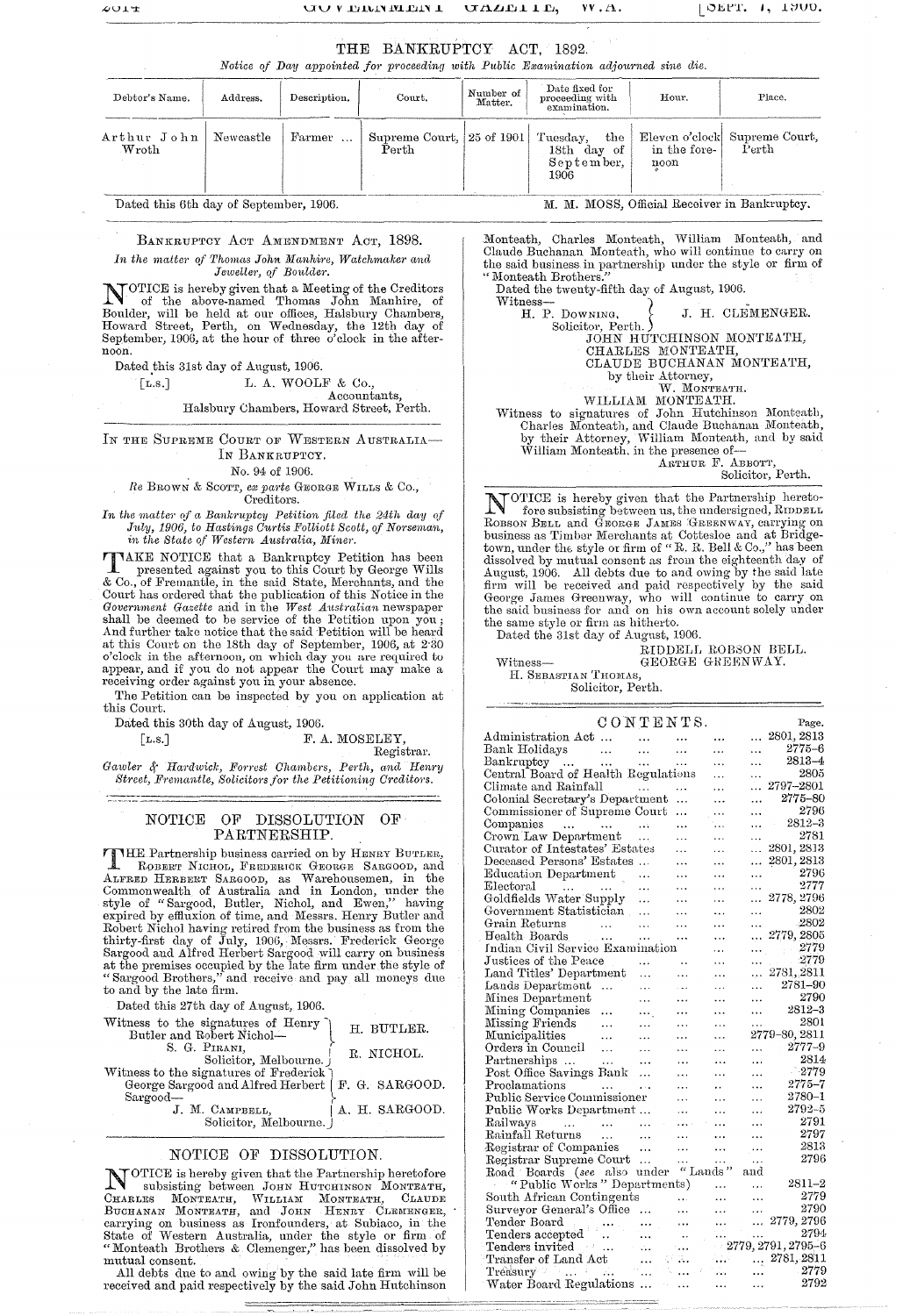# THE BANKRUPTCY ACT, 1892.

*Notice of Day appointed for proceeding with Public Examination adjourned sine die.*

| Debtor's Name. | Address. | Description. | Court. | Number of Matter. | Date fixed for proceeding with examination. | Hour. | Place. |
|---|---|---|---|---|---|---|---|
| Arthur John Wroth | Newcastle | Farmer ... | Supreme Court, Perth | 25 of 1901 | Tuesday, the 18th day of September, 1906 | Eleven o'clock in the forenoon | Supreme Court, Perth |

Dated this 6th day of September, 1906.

M. M. MOSS, Official Receiver in Bankruptcy.

---

BANKRUPTCY ACT AMENDMENT ACT, 1898.

*In the matter of Thomas John Manhire, Watchmaker and Jeweller, of Boulder.*

NOTICE is hereby given that a Meeting of the Creditors of the above-named Thomas John Manhire, of Boulder, will be held at our offices, Halsbury Chambers, Howard Street, Perth, on Wednesday, the 12th day of September, 1906, at the hour of three o'clock in the afternoon.

Dated this 31st day of August, 1906.

[L.S.] L. A. WOOLF & Co., Accountants, Halsbury Chambers, Howard Street, Perth.

---

IN THE SUPREME COURT OF WESTERN AUSTRALIA—IN BANKRUPTCY.

No. 94 of 1906.

*Re* BROWN & SCOTT, *ex parte* GEORGE WILLS & Co., Creditors.

*In the matter of a Bankruptcy Petition filed the 24th day of July, 1906, to Hastings Curtis Folliott Scott, of Norseman, in the State of Western Australia, Miner.*

TAKE NOTICE that a Bankruptcy Petition has been presented against you to this Court by George Wills & Co., of Fremantle, in the said State, Merchants, and the Court has ordered that the publication of this Notice in the *Government Gazette* and in the *West Australian* newspaper shall be deemed to be service of the Petition upon you; And further take notice that the said Petition will be heard at this Court on the 18th day of September, 1906, at 2·30 o'clock in the afternoon, on which day you are required to appear, and if you do not appear the Court may make a receiving order against you in your absence.

The Petition can be inspected by you on application at this Court.

Dated this 30th day of August, 1906.

[L.S.] F. A. MOSELEY, Registrar.

*Gawler & Hardwick, Forrest Chambers, Perth, and Henry Street, Fremantle, Solicitors for the Petitioning Creditors.*

---

## NOTICE OF DISSOLUTION OF PARTNERSHIP.

THE Partnership business carried on by HENRY BUTLER, ROBERT NICHOL, FREDERICK GEORGE SARGOOD, and ALFRED HERBERT SARGOOD, as Warehousemen, in the Commonwealth of Australia and in London, under the style of "Sargood, Butler, Nichol, and Ewen," having expired by effluxion of time, and Messrs. Henry Butler and Robert Nichol having retired from the business as from the thirty-first day of July, 1906, Messrs. Frederick George Sargood and Alfred Herbert Sargood will carry on business at the premises occupied by the late firm under the style of "Sargood Brothers," and receive and pay all moneys due to and by the late firm.

Dated this 27th day of August, 1906.

Witness to the signatures of Henry Butler and Robert Nichol—
S. G. PIRANI, Solicitor, Melbourne.
H. BUTLER.
R. NICHOL.

Witness to the signatures of Frederick George Sargood and Alfred Herbert Sargood—
J. M. CAMPBELL, Solicitor, Melbourne.
F. G. SARGOOD.
A. H. SARGOOD.

---

## NOTICE OF DISSOLUTION.

NOTICE is hereby given that the Partnership heretofore subsisting between JOHN HUTCHINSON MONTEATH, CHARLES MONTEATH, WILLIAM MONTEATH, CLAUDE BUCHANAN MONTEATH, and JOHN HENRY CLEMENGER, carrying on business as Ironfounders, at Subiaco, in the State of Western Australia, under the style or firm of "Monteath Brothers & Clemenger," has been dissolved by mutual consent.

All debts due to and owing by the said late firm will be received and paid respectively by the said John Hutchinson Monteath, Charles Monteath, William Monteath, and Claude Buchanan Monteath, who will continue to carry on the said business in partnership under the style or firm of "Monteath Brothers."

Dated the twenty-fifth day of August, 1906.

Witness—
H. P. DOWNING, Solicitor, Perth.
J. H. CLEMENGER.

JOHN HUTCHINSON MONTEATH,
CHARLES MONTEATH,
CLAUDE BUCHANAN MONTEATH,
by their Attorney,
W. MONTEATH.
WILLIAM MONTEATH.

Witness to signatures of John Hutchinson Monteath, Charles Monteath, and Claude Buchanan Monteath, by their Attorney, William Monteath, and by said William Monteath, in the presence of—
ARTHUR F. ABBOTT, Solicitor, Perth.

---

NOTICE is hereby given that the Partnership heretofore subsisting between us, the undersigned, RIDDELL ROBSON BELL and GEORGE JAMES GREENWAY, carrying on business as Timber Merchants at Cottesloe and at Bridgetown, under the style or firm of "R. R. Bell & Co.," has been dissolved by mutual consent as from the eighteenth day of August, 1906. All debts due to and owing by the said late firm will be received and paid respectively by the said George James Greenway, who will continue to carry on the said business for and on his own account solely under the same style or firm as hitherto.

Dated the 31st day of August, 1906.

RIDDELL ROBSON BELL.
GEORGE GREENWAY.

Witness—
H. SEBASTIAN THOMAS, Solicitor, Perth.

---

## CONTENTS.

| | Page. |
|---|---|
| Administration Act ... | 2801, 2813 |
| Bank Holidays ... | 2775–6 |
| Bankruptcy ... | 2813–4 |
| Central Board of Health Regulations ... | 2805 |
| Climate and Rainfall ... | 2797–2801 |
| Colonial Secretary's Department ... | 2775–80 |
| Commissioner of Supreme Court ... | 2796 |
| Companies ... | 2812–3 |
| Crown Law Department ... | 2781 |
| Curator of Intestates' Estates ... | 2801, 2813 |
| Deceased Persons' Estates ... | 2801, 2813 |
| Education Department ... | 2796 |
| Electoral ... | 2777 |
| Goldfields Water Supply ... | 2778, 2796 |
| Government Statistician ... | 2802 |
| Grain Returns ... | 2802 |
| Health Boards ... | 2779, 2805 |
| Indian Civil Service Examination ... | 2779 |
| Justices of the Peace ... | 2779 |
| Land Titles' Department ... | 2781, 2811 |
| Lands Department ... | 2781–90 |
| Mines Department ... | 2790 |
| Mining Companies ... | 2812–3 |
| Missing Friends ... | 2801 |
| Municipalities ... | 2779–80, 2811 |
| Orders in Council ... | 2777–9 |
| Partnerships ... | 2814 |
| Post Office Savings Bank ... | 2779 |
| Proclamations ... | 2775–7 |
| Public Service Commissioner ... | 2780–1 |
| Public Works Department ... | 2792–5 |
| Railways ... | 2791 |
| Rainfall Returns ... | 2797 |
| Registrar of Companies ... | 2813 |
| Registrar Supreme Court ... | 2796 |
| Road Boards (*see* also under "Lands" and "Public Works" Departments) ... | 2811–2 |
| South African Contingents ... | 2779 |
| Surveyor General's Office ... | 2790 |
| Tender Board ... | 2779, 2796 |
| Tenders accepted ... | 2794 |
| Tenders invited ... | 2779, 2791, 2795–6 |
| Transfer of Land Act ... | 2781, 2811 |
| Treasury ... | 2779 |
| Water Board Regulations ... | 2792 |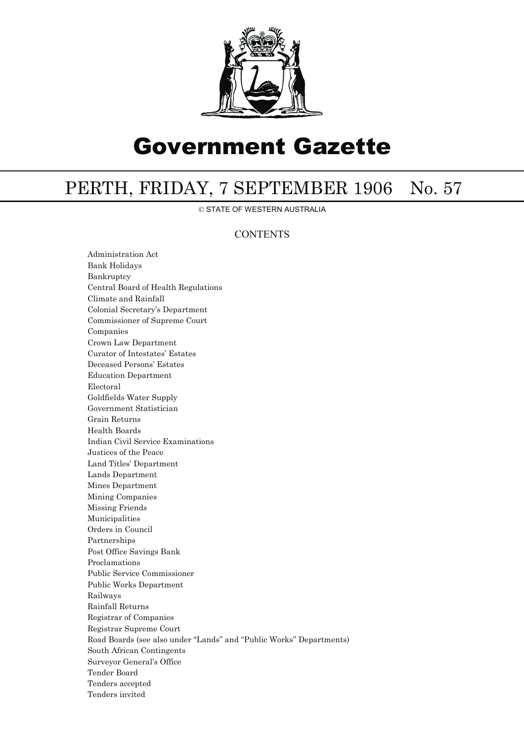# Government Gazette

## PERTH, FRIDAY, 7 SEPTEMBER 1906 No. 57

© STATE OF WESTERN AUSTRALIA

### CONTENTS

Administration Act
Bank Holidays
Bankruptcy
Central Board of Health Regulations
Climate and Rainfall
Colonial Secretary's Department
Commissioner of Supreme Court
Companies
Crown Law Department
Curator of Intestates' Estates
Deceased Persons' Estates
Education Department
Electoral
Goldfields Water Supply
Government Statistician
Grain Returns
Health Boards
Indian Civil Service Examinations
Justices of the Peace
Land Titles' Department
Lands Department
Mines Department
Mining Companies
Missing Friends
Municipalities
Orders in Council
Partnerships
Post Office Savings Bank
Proclamations
Public Service Commissioner
Public Works Department
Railways
Rainfall Returns
Registrar of Companies
Registrar Supreme Court
Road Boards (see also under "Lands" and "Public Works" Departments)
South African Contingents
Surveyor General's Office
Tender Board
Tenders accepted
Tenders invited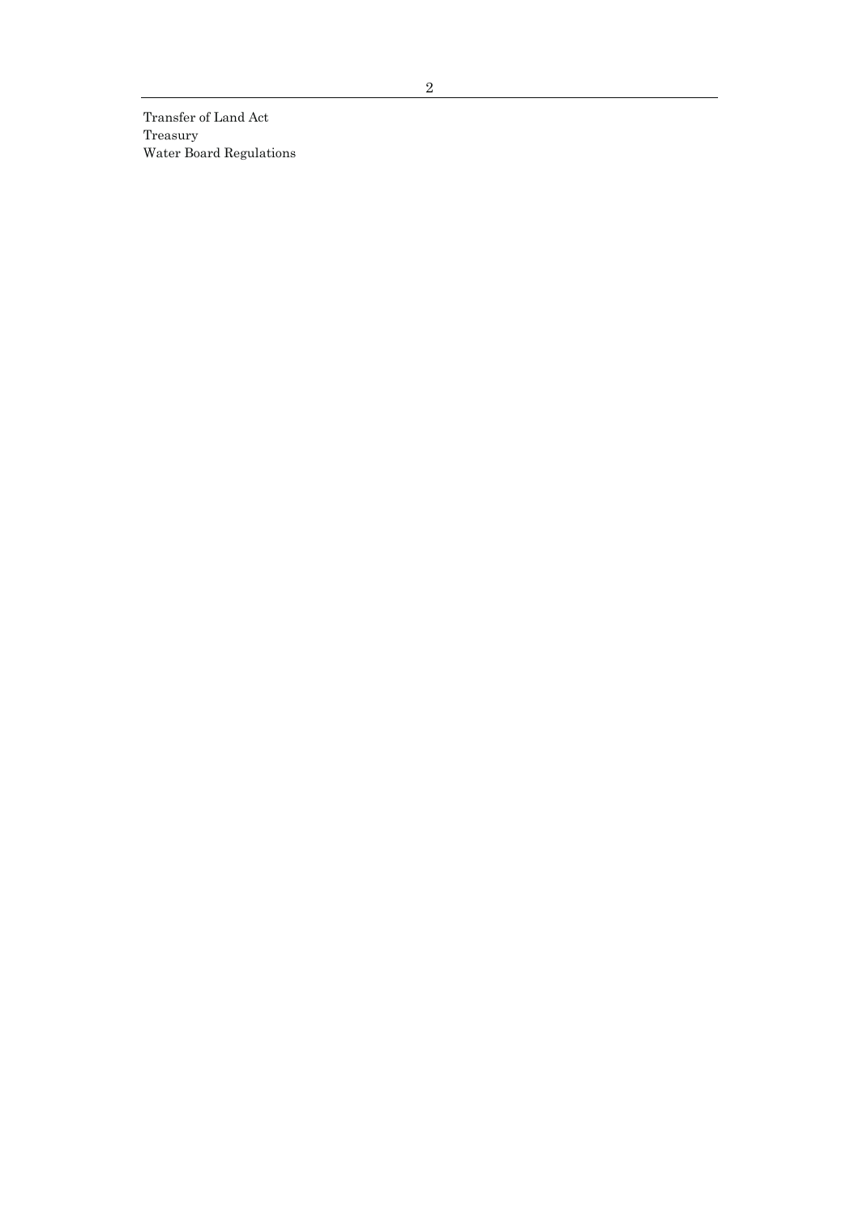Transfer of Land Act
Treasury
Water Board Regulations